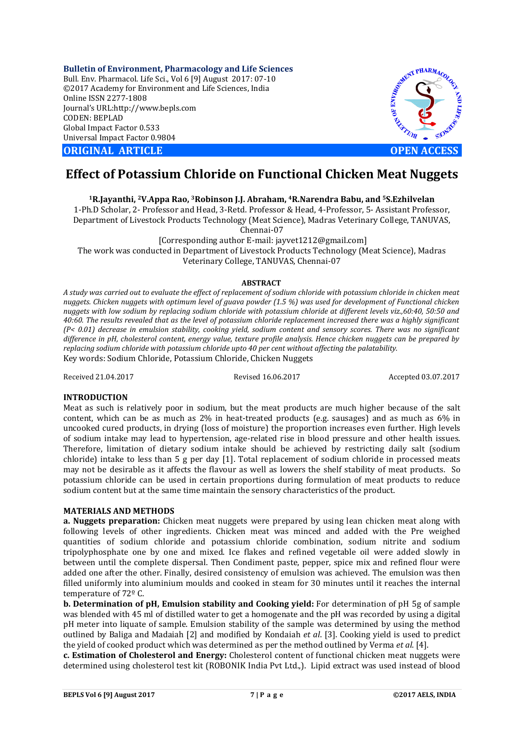# Effect of Potassium Chloride on Functional Chicken Meat Nuggets

**[1]R.Jayanthi, [2]V.Appa Rao, [3]Robinson J.J. Abraham, [4]R.Narendra Babu, and [5]S.Ezhilvelan**

1-Ph.D Scholar, 2- Professor and Head, 3-Retd. Professor & Head, 4-Professor, 5- Assistant Professor, Department of Livestock Products Technology (Meat Science), Madras Veterinary College, TANUVAS, Chennai-07

[Corresponding author E-mail: jayvet1212@gmail.com]

The work was conducted in Department of Livestock Products Technology (Meat Science), Madras Veterinary College, TANUVAS, Chennai-07

## ABSTRACT

*A study was carried out to evaluate the effect of replacement of sodium chloride with potassium chloride in chicken meat nuggets. Chicken nuggets with optimum level of guava powder (1.5 %) was used for development of Functional chicken nuggets with low sodium by replacing sodium chloride with potassium chloride at different levels viz.,60:40, 50:50 and 40:60. The results revealed that as the level of potassium chloride replacement increased there was a highly significant (P< 0.01) decrease in emulsion stability, cooking yield, sodium content and sensory scores. There was no significant difference in pH, cholesterol content, energy value, texture profile analysis. Hence chicken nuggets can be prepared by replacing sodium chloride with potassium chloride upto 40 per cent without affecting the palatability.*

Key words: Sodium Chloride, Potassium Chloride, Chicken Nuggets

Received 21.04.2017 Revised 16.06.2017 Accepted 03.07.2017

## INTRODUCTION

Meat as such is relatively poor in sodium, but the meat products are much higher because of the salt content, which can be as much as 2% in heat-treated products (e.g. sausages) and as much as 6% in uncooked cured products, in drying (loss of moisture) the proportion increases even further. High levels of sodium intake may lead to hypertension, age-related rise in blood pressure and other health issues. Therefore, limitation of dietary sodium intake should be achieved by restricting daily salt (sodium chloride) intake to less than 5 g per day [1]. Total replacement of sodium chloride in processed meats may not be desirable as it affects the flavour as well as lowers the shelf stability of meat products. So potassium chloride can be used in certain proportions during formulation of meat products to reduce sodium content but at the same time maintain the sensory characteristics of the product.

## MATERIALS AND METHODS

**a. Nuggets preparation:** Chicken meat nuggets were prepared by using lean chicken meat along with following levels of other ingredients. Chicken meat was minced and added with the Pre weighed quantities of sodium chloride and potassium chloride combination, sodium nitrite and sodium tripolyphosphate one by one and mixed. Ice flakes and refined vegetable oil were added slowly in between until the complete dispersal. Then Condiment paste, pepper, spice mix and refined flour were added one after the other. Finally, desired consistency of emulsion was achieved. The emulsion was then filled uniformly into aluminium moulds and cooked in steam for 30 minutes until it reaches the internal temperature of 72º C.

**b. Determination of pH, Emulsion stability and Cooking yield:** For determination of pH 5g of sample was blended with 45 ml of distilled water to get a homogenate and the pH was recorded by using a digital pH meter into liquate of sample. Emulsion stability of the sample was determined by using the method outlined by Baliga and Madaiah [2] and modified by Kondaiah *et al*. [3]. Cooking yield is used to predict the yield of cooked product which was determined as per the method outlined by Verma *et al*. [4].

**c. Estimation of Cholesterol and Energy:** Cholesterol content of functional chicken meat nuggets were determined using cholesterol test kit (ROBONIK India Pvt Ltd.,). Lipid extract was used instead of blood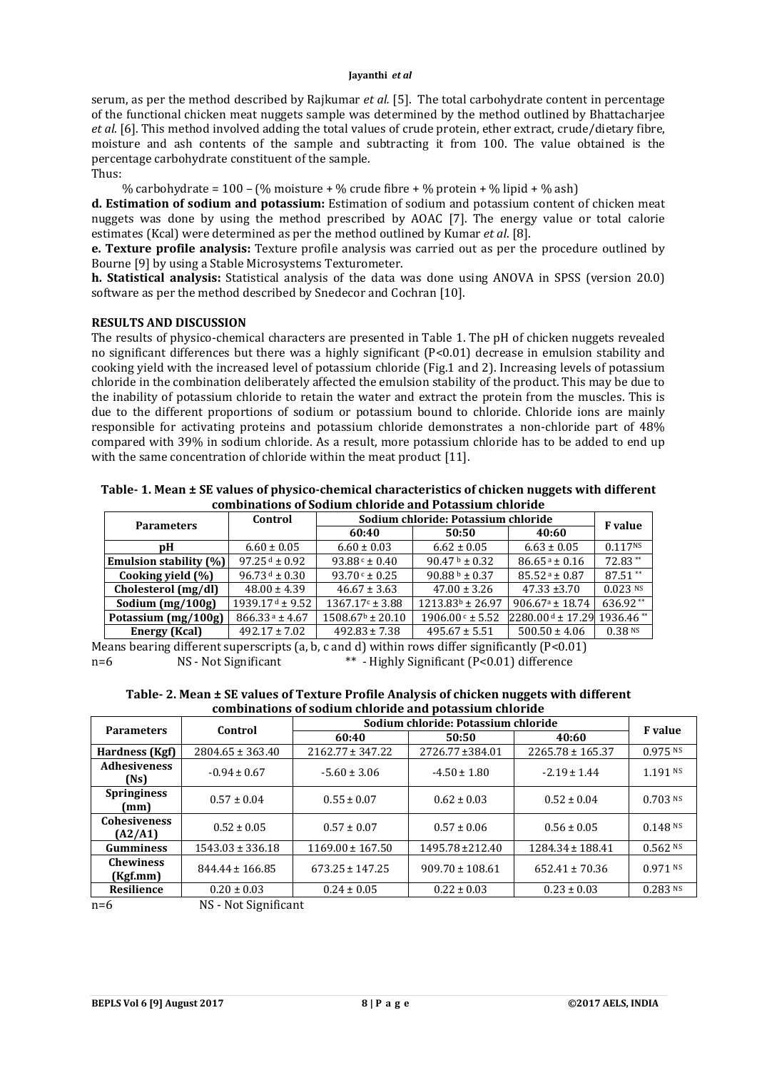serum, as per the method described by Rajkumar *et al.* [5]. The total carbohydrate content in percentage of the functional chicken meat nuggets sample was determined by the method outlined by Bhattacharjee *et al*. [6]. This method involved adding the total values of crude protein, ether extract, crude/dietary fibre, moisture and ash contents of the sample and subtracting it from 100. The value obtained is the percentage carbohydrate constituent of the sample.
Thus:

% carbohydrate = 100 – (% moisture + % crude fibre + % protein + % lipid + % ash)

**d. Estimation of sodium and potassium:** Estimation of sodium and potassium content of chicken meat nuggets was done by using the method prescribed by AOAC [7]. The energy value or total calorie estimates (Kcal) were determined as per the method outlined by Kumar *et al*. [8].

**e. Texture profile analysis:** Texture profile analysis was carried out as per the procedure outlined by Bourne [9] by using a Stable Microsystems Texturometer.

**h. Statistical analysis:** Statistical analysis of the data was done using ANOVA in SPSS (version 20.0) software as per the method described by Snedecor and Cochran [10].

## RESULTS AND DISCUSSION

The results of physico-chemical characters are presented in Table 1. The pH of chicken nuggets revealed no significant differences but there was a highly significant ($P<0.01$) decrease in emulsion stability and cooking yield with the increased level of potassium chloride (Fig.1 and 2). Increasing levels of potassium chloride in the combination deliberately affected the emulsion stability of the product. This may be due to the inability of potassium chloride to retain the water and extract the protein from the muscles. This is due to the different proportions of sodium or potassium bound to chloride. Chloride ions are mainly responsible for activating proteins and potassium chloride demonstrates a non-chloride part of 48% compared with 39% in sodium chloride. As a result, more potassium chloride has to be added to end up with the same concentration of chloride within the meat product [11].

**Table- 1. Mean ± SE values of physico-chemical characteristics of chicken nuggets with different combinations of Sodium chloride and Potassium chloride**

| Parameters | Control | Sodium chloride: Potassium chloride | | | F value |
|---|---|---|---|---|---|
| | | 60:40 | 50:50 | 40:60 | |
| pH | 6.60 ± 0.05 | 6.60 ± 0.03 | 6.62 ± 0.05 | 6.63 ± 0.05 | 0.117 NS |
| Emulsion stability (%) | 97.25 d ± 0.92 | 93.88 c ± 0.40 | 90.47 b ± 0.32 | 86.65 a ± 0.16 | 72.83 ** |
| Cooking yield (%) | 96.73 d ± 0.30 | 93.70 c ± 0.25 | 90.88 b ± 0.37 | 85.52 a ± 0.87 | 87.51 ** |
| Cholesterol (mg/dl) | 48.00 ± 4.39 | 46.67 ± 3.63 | 47.00 ± 3.26 | 47.33 ±3.70 | 0.023 NS |
| Sodium (mg/100g) | 1939.17 d ± 9.52 | 1367.17 c ± 3.88 | 1213.83 b ± 26.97 | 906.67 a ± 18.74 | 636.92 ** |
| Potassium (mg/100g) | 866.33 a ± 4.67 | 1508.67 b ± 20.10 | 1906.00 c ± 5.52 | 2280.00 d ± 17.29 | 1936.46 ** |
| Energy (Kcal) | 492.17 ± 7.02 | 492.83 ± 7.38 | 495.67 ± 5.51 | 500.50 ± 4.06 | 0.38 NS |

Means bearing different superscripts (a, b, c and d) within rows differ significantly ($P<0.01$)
n=6 NS - Not Significant ** - Highly Significant ($P<0.01$) difference

**Table- 2. Mean ± SE values of Texture Profile Analysis of chicken nuggets with different combinations of sodium chloride and potassium chloride**

| Parameters | Control | Sodium chloride: Potassium chloride | | | F value |
|---|---|---|---|---|---|
| | | 60:40 | 50:50 | 40:60 | |
| Hardness (Kgf) | 2804.65 ± 363.40 | 2162.77 ± 347.22 | 2726.77 ±384.01 | 2265.78 ± 165.37 | 0.975 NS |
| Adhesiveness (Ns) | -0.94 ± 0.67 | -5.60 ± 3.06 | -4.50 ± 1.80 | -2.19 ± 1.44 | 1.191 NS |
| Springiness (mm) | 0.57 ± 0.04 | 0.55 ± 0.07 | 0.62 ± 0.03 | 0.52 ± 0.04 | 0.703 NS |
| Cohesiveness (A2/A1) | 0.52 ± 0.05 | 0.57 ± 0.07 | 0.57 ± 0.06 | 0.56 ± 0.05 | 0.148 NS |
| Gumminess | 1543.03 ± 336.18 | 1169.00 ± 167.50 | 1495.78 ±212.40 | 1284.34 ± 188.41 | 0.562 NS |
| Chewiness (Kgf.mm) | 844.44 ± 166.85 | 673.25 ± 147.25 | 909.70 ± 108.61 | 652.41 ± 70.36 | 0.971 NS |
| Resilience | 0.20 ± 0.03 | 0.24 ± 0.05 | 0.22 ± 0.03 | 0.23 ± 0.03 | 0.283 NS |

n=6 NS - Not Significant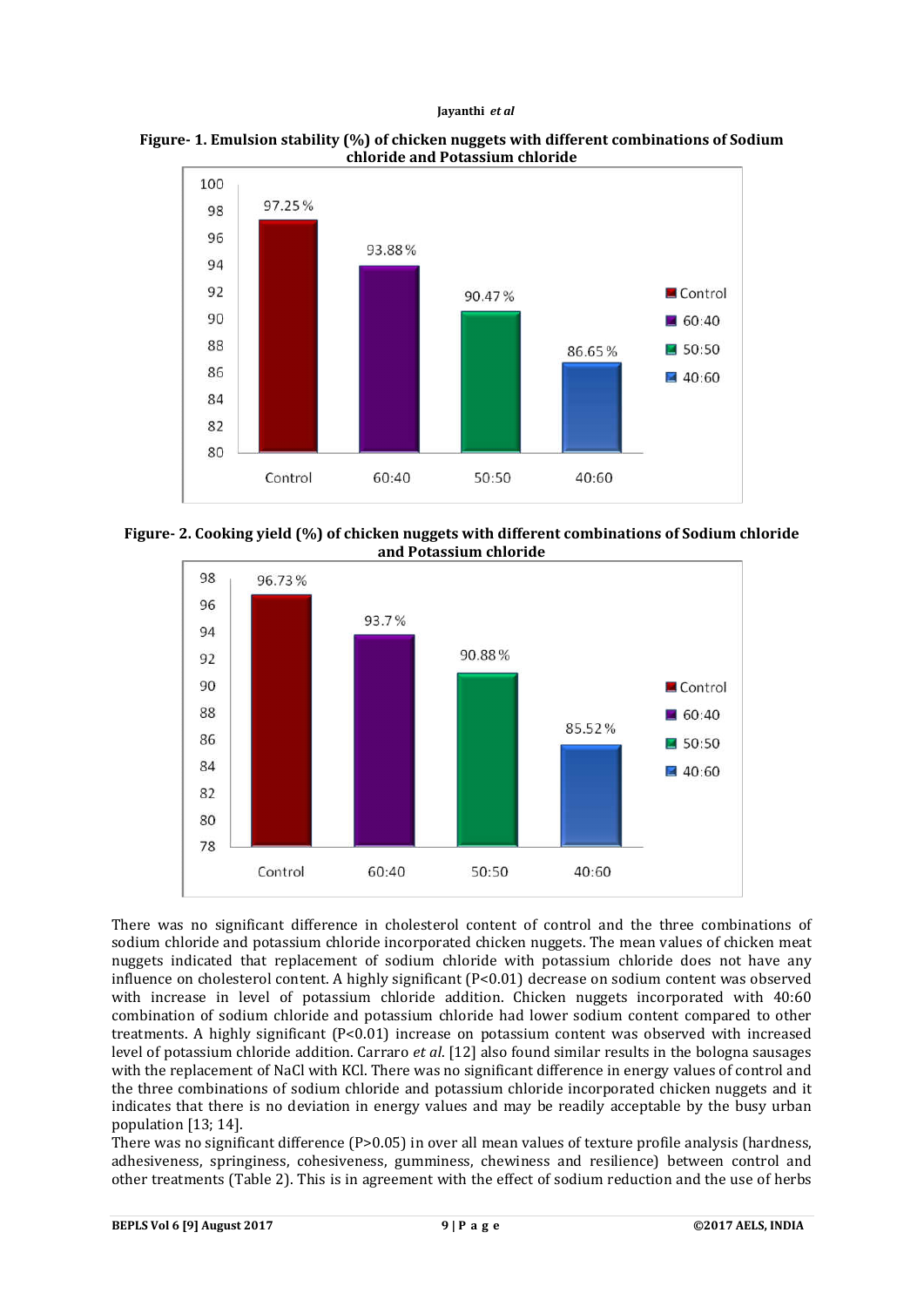**Figure- 1. Emulsion stability (%) of chicken nuggets with different combinations of Sodium chloride and Potassium chloride**

**Figure- 2. Cooking yield (%) of chicken nuggets with different combinations of Sodium chloride and Potassium chloride**

There was no significant difference in cholesterol content of control and the three combinations of sodium chloride and potassium chloride incorporated chicken nuggets. The mean values of chicken meat nuggets indicated that replacement of sodium chloride with potassium chloride does not have any influence on cholesterol content. A highly significant ($P<0.01$) decrease on sodium content was observed with increase in level of potassium chloride addition. Chicken nuggets incorporated with 40:60 combination of sodium chloride and potassium chloride had lower sodium content compared to other treatments. A highly significant ($P<0.01$) increase on potassium content was observed with increased level of potassium chloride addition. Carraro *et al*. [12] also found similar results in the bologna sausages with the replacement of NaCl with KCl. There was no significant difference in energy values of control and the three combinations of sodium chloride and potassium chloride incorporated chicken nuggets and it indicates that there is no deviation in energy values and may be readily acceptable by the busy urban population [13; 14].

There was no significant difference ($P>0.05$) in over all mean values of texture profile analysis (hardness, adhesiveness, springiness, cohesiveness, gumminess, chewiness and resilience) between control and other treatments (Table 2). This is in agreement with the effect of sodium reduction and the use of herbs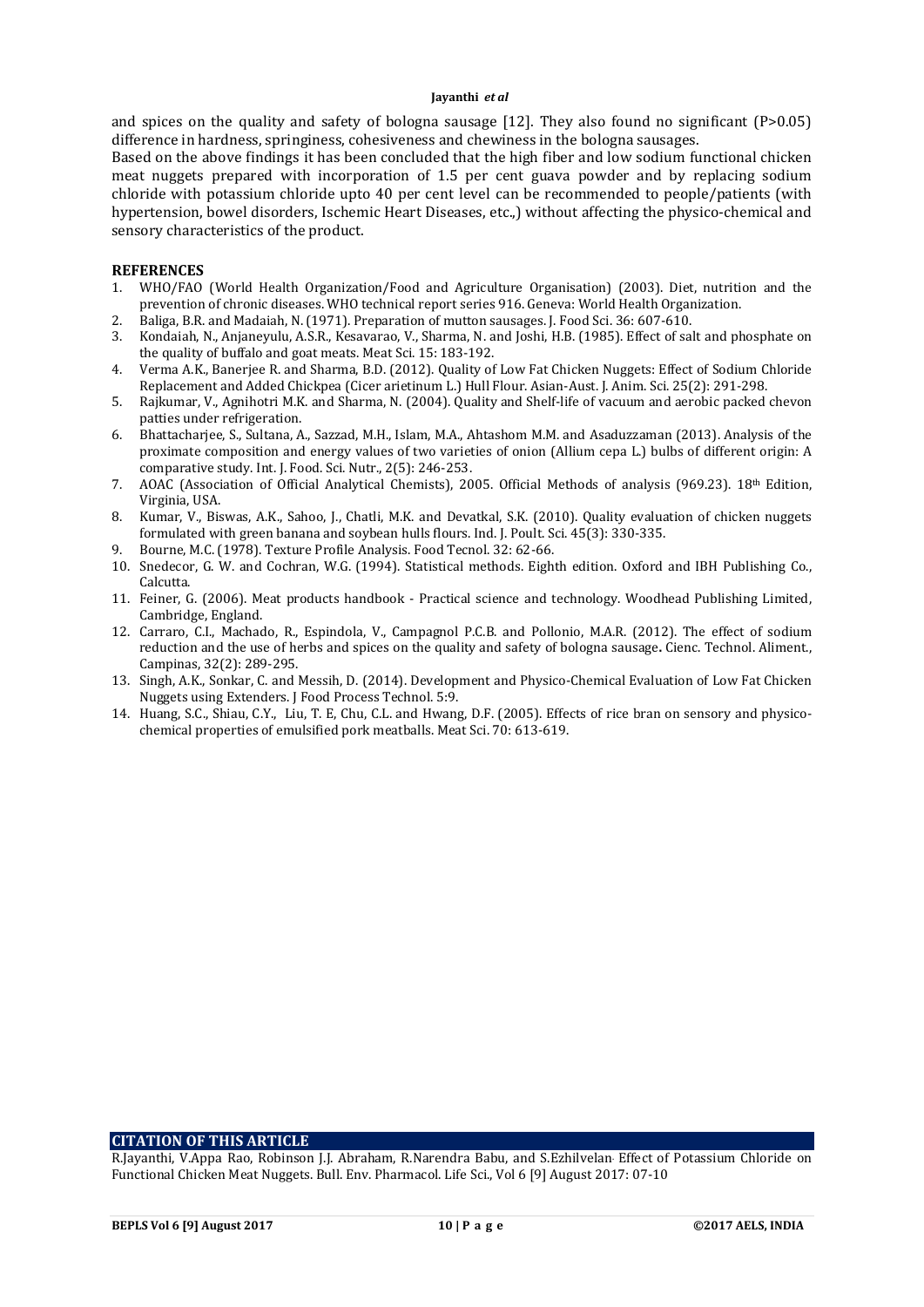and spices on the quality and safety of bologna sausage [12]. They also found no significant (P>0.05) difference in hardness, springiness, cohesiveness and chewiness in the bologna sausages.

Based on the above findings it has been concluded that the high fiber and low sodium functional chicken meat nuggets prepared with incorporation of 1.5 per cent guava powder and by replacing sodium chloride with potassium chloride upto 40 per cent level can be recommended to people/patients (with hypertension, bowel disorders, Ischemic Heart Diseases, etc.,) without affecting the physico-chemical and sensory characteristics of the product.

## REFERENCES

1. WHO/FAO (World Health Organization/Food and Agriculture Organisation) (2003). Diet, nutrition and the prevention of chronic diseases. WHO technical report series 916. Geneva: World Health Organization.
2. Baliga, B.R. and Madaiah, N. (1971). Preparation of mutton sausages. J. Food Sci. 36: 607-610.
3. Kondaiah, N., Anjaneyulu, A.S.R., Kesavarao, V., Sharma, N. and Joshi, H.B. (1985). Effect of salt and phosphate on the quality of buffalo and goat meats. Meat Sci. 15: 183-192.
4. Verma A.K., Banerjee R. and Sharma, B.D. (2012). Quality of Low Fat Chicken Nuggets: Effect of Sodium Chloride Replacement and Added Chickpea (Cicer arietinum L.) Hull Flour. Asian-Aust. J. Anim. Sci. 25(2): 291-298.
5. Rajkumar, V., Agnihotri M.K. and Sharma, N. (2004). Quality and Shelf-life of vacuum and aerobic packed chevon patties under refrigeration.
6. Bhattacharjee, S., Sultana, A., Sazzad, M.H., Islam, M.A., Ahtashom M.M. and Asaduzzaman (2013). Analysis of the proximate composition and energy values of two varieties of onion (Allium cepa L.) bulbs of different origin: A comparative study. Int. J. Food. Sci. Nutr., 2(5): 246-253.
7. AOAC (Association of Official Analytical Chemists), 2005. Official Methods of analysis (969.23). 18th Edition, Virginia, USA.
8. Kumar, V., Biswas, A.K., Sahoo, J., Chatli, M.K. and Devatkal, S.K. (2010). Quality evaluation of chicken nuggets formulated with green banana and soybean hulls flours. Ind. J. Poult. Sci. 45(3): 330-335.
9. Bourne, M.C. (1978). Texture Profile Analysis. Food Tecnol. 32: 62-66.
10. Snedecor, G. W. and Cochran, W.G. (1994). Statistical methods. Eighth edition. Oxford and IBH Publishing Co., Calcutta.
11. Feiner, G. (2006). Meat products handbook - Practical science and technology. Woodhead Publishing Limited, Cambridge, England.
12. Carraro, C.I., Machado, R., Espindola, V., Campagnol P.C.B. and Pollonio, M.A.R. (2012). The effect of sodium reduction and the use of herbs and spices on the quality and safety of bologna sausage**.** Cienc. Technol. Aliment., Campinas, 32(2): 289-295.
13. Singh, A.K., Sonkar, C. and Messih, D. (2014). Development and Physico-Chemical Evaluation of Low Fat Chicken Nuggets using Extenders. J Food Process Technol. 5:9.
14. Huang, S.C., Shiau, C.Y., Liu, T. E, Chu, C.L. and Hwang, D.F. (2005). Effects of rice bran on sensory and physico-chemical properties of emulsified pork meatballs. Meat Sci. 70: 613-619.

**CITATION OF THIS ARTICLE**

R.Jayanthi, V.Appa Rao, Robinson J.J. Abraham, R.Narendra Babu, and S.Ezhilvelan. Effect of Potassium Chloride on Functional Chicken Meat Nuggets. Bull. Env. Pharmacol. Life Sci., Vol 6 [9] August 2017: 07-10